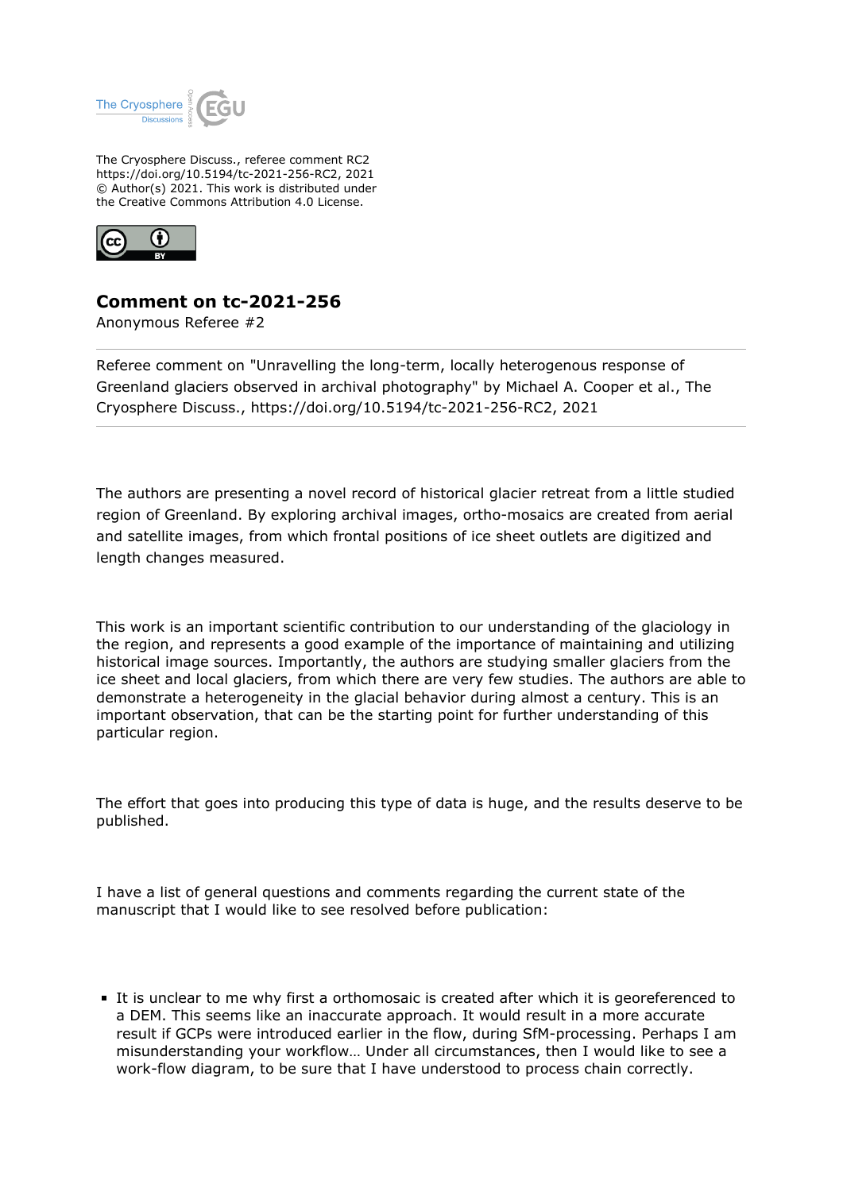The Cryosphere Discuss., referee comment RC2
https://doi.org/10.5194/tc-2021-256-RC2, 2021
© Author(s) 2021. This work is distributed under
the Creative Commons Attribution 4.0 License.

## Comment on tc-2021-256

Anonymous Referee #2

Referee comment on "Unravelling the long-term, locally heterogenous response of Greenland glaciers observed in archival photography" by Michael A. Cooper et al., The Cryosphere Discuss., https://doi.org/10.5194/tc-2021-256-RC2, 2021

The authors are presenting a novel record of historical glacier retreat from a little studied region of Greenland. By exploring archival images, ortho-mosaics are created from aerial and satellite images, from which frontal positions of ice sheet outlets are digitized and length changes measured.

This work is an important scientific contribution to our understanding of the glaciology in the region, and represents a good example of the importance of maintaining and utilizing historical image sources. Importantly, the authors are studying smaller glaciers from the ice sheet and local glaciers, from which there are very few studies. The authors are able to demonstrate a heterogeneity in the glacial behavior during almost a century. This is an important observation, that can be the starting point for further understanding of this particular region.

The effort that goes into producing this type of data is huge, and the results deserve to be published.

I have a list of general questions and comments regarding the current state of the manuscript that I would like to see resolved before publication:

- It is unclear to me why first a orthomosaic is created after which it is georeferenced to a DEM. This seems like an inaccurate approach. It would result in a more accurate result if GCPs were introduced earlier in the flow, during SfM-processing. Perhaps I am misunderstanding your workflow… Under all circumstances, then I would like to see a work-flow diagram, to be sure that I have understood to process chain correctly.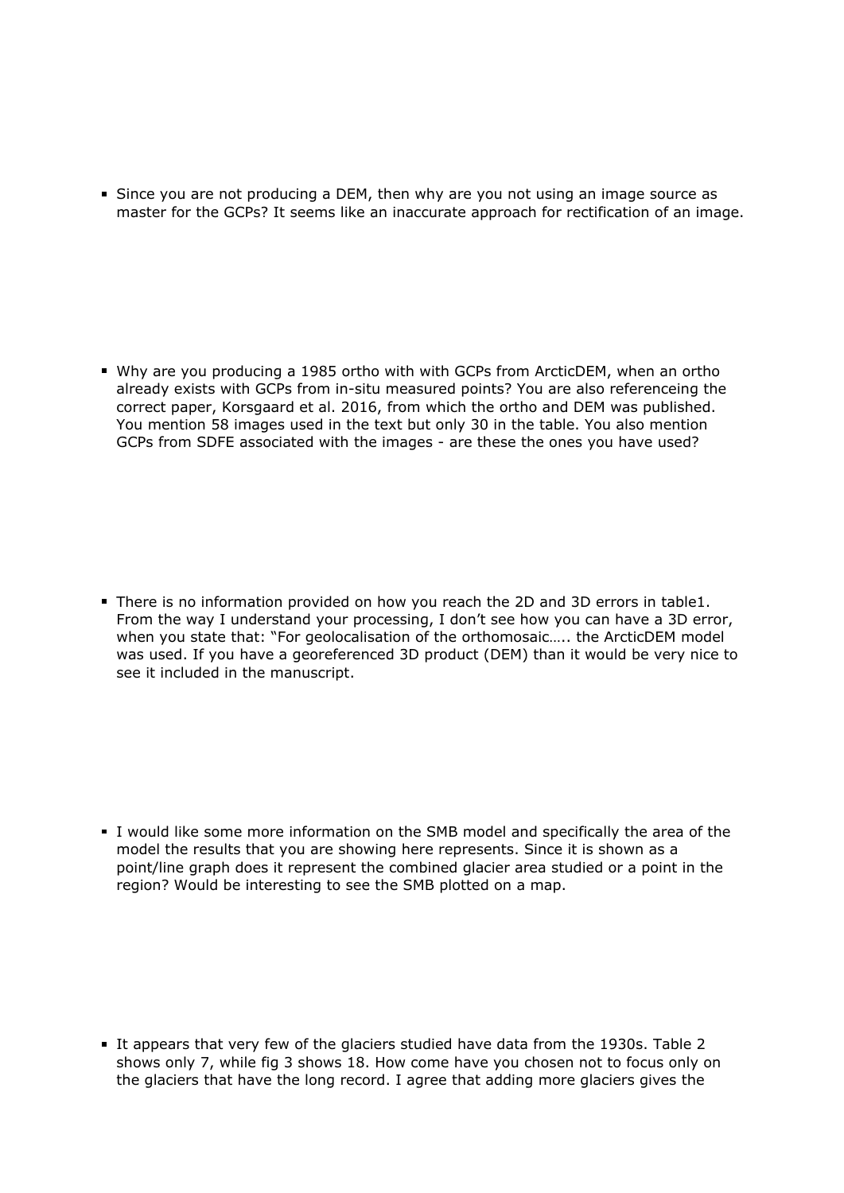- Since you are not producing a DEM, then why are you not using an image source as master for the GCPs? It seems like an inaccurate approach for rectification of an image.

- Why are you producing a 1985 ortho with with GCPs from ArcticDEM, when an ortho already exists with GCPs from in-situ measured points? You are also referenceing the correct paper, Korsgaard et al. 2016, from which the ortho and DEM was published. You mention 58 images used in the text but only 30 in the table. You also mention GCPs from SDFE associated with the images - are these the ones you have used?

- There is no information provided on how you reach the 2D and 3D errors in table1. From the way I understand your processing, I don't see how you can have a 3D error, when you state that: "For geolocalisation of the orthomosaic….. the ArcticDEM model was used. If you have a georeferenced 3D product (DEM) than it would be very nice to see it included in the manuscript.

- I would like some more information on the SMB model and specifically the area of the model the results that you are showing here represents. Since it is shown as a point/line graph does it represent the combined glacier area studied or a point in the region? Would be interesting to see the SMB plotted on a map.

- It appears that very few of the glaciers studied have data from the 1930s. Table 2 shows only 7, while fig 3 shows 18. How come have you chosen not to focus only on the glaciers that have the long record. I agree that adding more glaciers gives the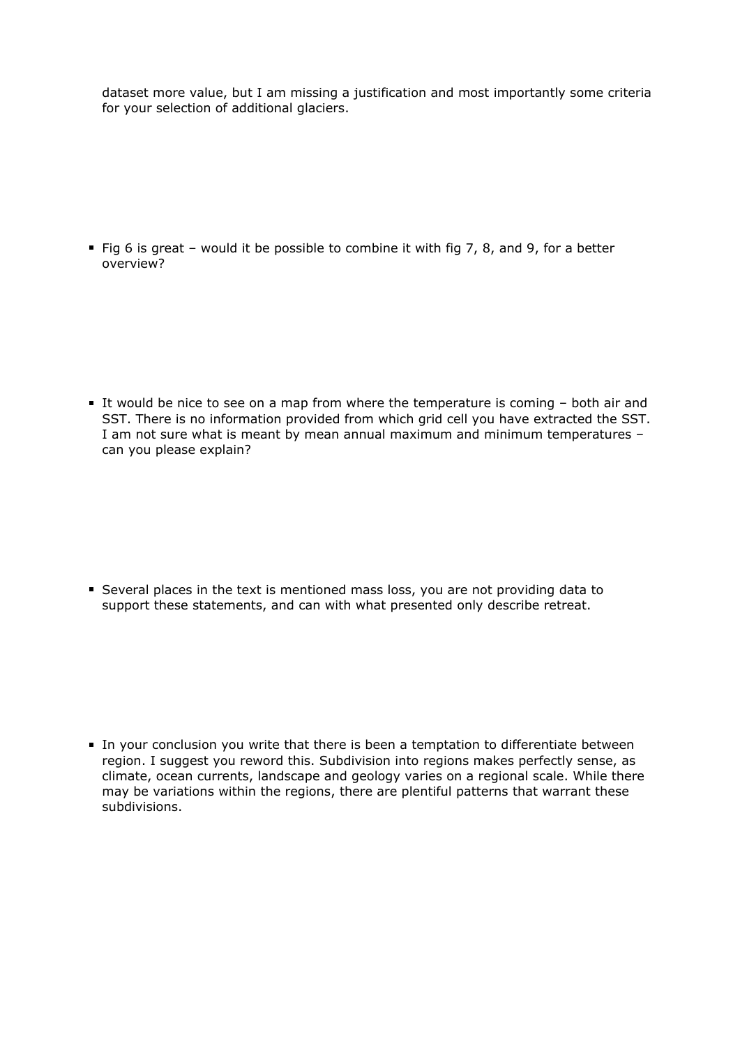dataset more value, but I am missing a justification and most importantly some criteria for your selection of additional glaciers.

- Fig 6 is great – would it be possible to combine it with fig 7, 8, and 9, for a better overview?

- It would be nice to see on a map from where the temperature is coming – both air and SST. There is no information provided from which grid cell you have extracted the SST. I am not sure what is meant by mean annual maximum and minimum temperatures – can you please explain?

- Several places in the text is mentioned mass loss, you are not providing data to support these statements, and can with what presented only describe retreat.

- In your conclusion you write that there is been a temptation to differentiate between region. I suggest you reword this. Subdivision into regions makes perfectly sense, as climate, ocean currents, landscape and geology varies on a regional scale. While there may be variations within the regions, there are plentiful patterns that warrant these subdivisions.